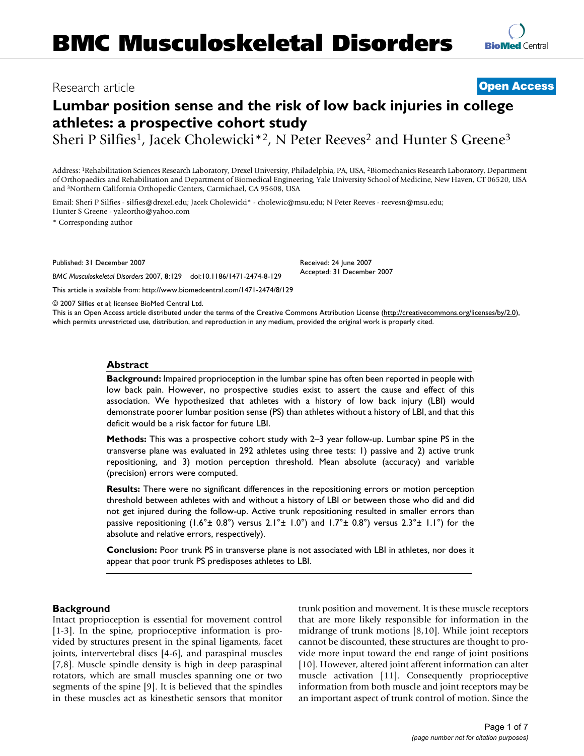# Lumbar position sense and the risk of low back injuries in college athletes: a prospective cohort study

Research article — Open Access

Sheri P Silfies[1], Jacek Cholewicki*[2], N Peter Reeves[2] and Hunter S Greene[3]

Address: [1]Rehabilitation Sciences Research Laboratory, Drexel University, Philadelphia, PA, USA, [2]Biomechanics Research Laboratory, Department of Orthopaedics and Rehabilitation and Department of Biomedical Engineering, Yale University School of Medicine, New Haven, CT 06520, USA and [3]Northern California Orthopedic Centers, Carmichael, CA 95608, USA

Email: Sheri P Silfies - silfies@drexel.edu; Jacek Cholewicki* - cholewic@msu.edu; N Peter Reeves - reevesn@msu.edu; Hunter S Greene - yaleortho@yahoo.com

\* Corresponding author

Published: 31 December 2007

*BMC Musculoskeletal Disorders* 2007, **8**:129 doi:10.1186/1471-2474-8-129

Received: 24 June 2007

Accepted: 31 December 2007

This article is available from: http://www.biomedcentral.com/1471-2474/8/129

© 2007 Silfies et al; licensee BioMed Central Ltd.

This is an Open Access article distributed under the terms of the Creative Commons Attribution License (http://creativecommons.org/licenses/by/2.0), which permits unrestricted use, distribution, and reproduction in any medium, provided the original work is properly cited.

## Abstract

**Background:** Impaired proprioception in the lumbar spine has often been reported in people with low back pain. However, no prospective studies exist to assert the cause and effect of this association. We hypothesized that athletes with a history of low back injury (LBI) would demonstrate poorer lumbar position sense (PS) than athletes without a history of LBI, and that this deficit would be a risk factor for future LBI.

**Methods:** This was a prospective cohort study with 2–3 year follow-up. Lumbar spine PS in the transverse plane was evaluated in 292 athletes using three tests: 1) passive and 2) active trunk repositioning, and 3) motion perception threshold. Mean absolute (accuracy) and variable (precision) errors were computed.

**Results:** There were no significant differences in the repositioning errors or motion perception threshold between athletes with and without a history of LBI or between those who did and did not get injured during the follow-up. Active trunk repositioning resulted in smaller errors than passive repositioning (1.6°± 0.8°) versus 2.1°± 1.0°) and 1.7°± 0.8°) versus 2.3°± 1.1°) for the absolute and relative errors, respectively).

**Conclusion:** Poor trunk PS in transverse plane is not associated with LBI in athletes, nor does it appear that poor trunk PS predisposes athletes to LBI.

## Background

Intact proprioception is essential for movement control [1-3]. In the spine, proprioceptive information is provided by structures present in the spinal ligaments, facet joints, intervertebral discs [4-6], and paraspinal muscles [7,8]. Muscle spindle density is high in deep paraspinal rotators, which are small muscles spanning one or two segments of the spine [9]. It is believed that the spindles in these muscles act as kinesthetic sensors that monitor trunk position and movement. It is these muscle receptors that are more likely responsible for information in the midrange of trunk motions [8,10]. While joint receptors cannot be discounted, these structures are thought to provide more input toward the end range of joint positions [10]. However, altered joint afferent information can alter muscle activation [11]. Consequently proprioceptive information from both muscle and joint receptors may be an important aspect of trunk control of motion. Since the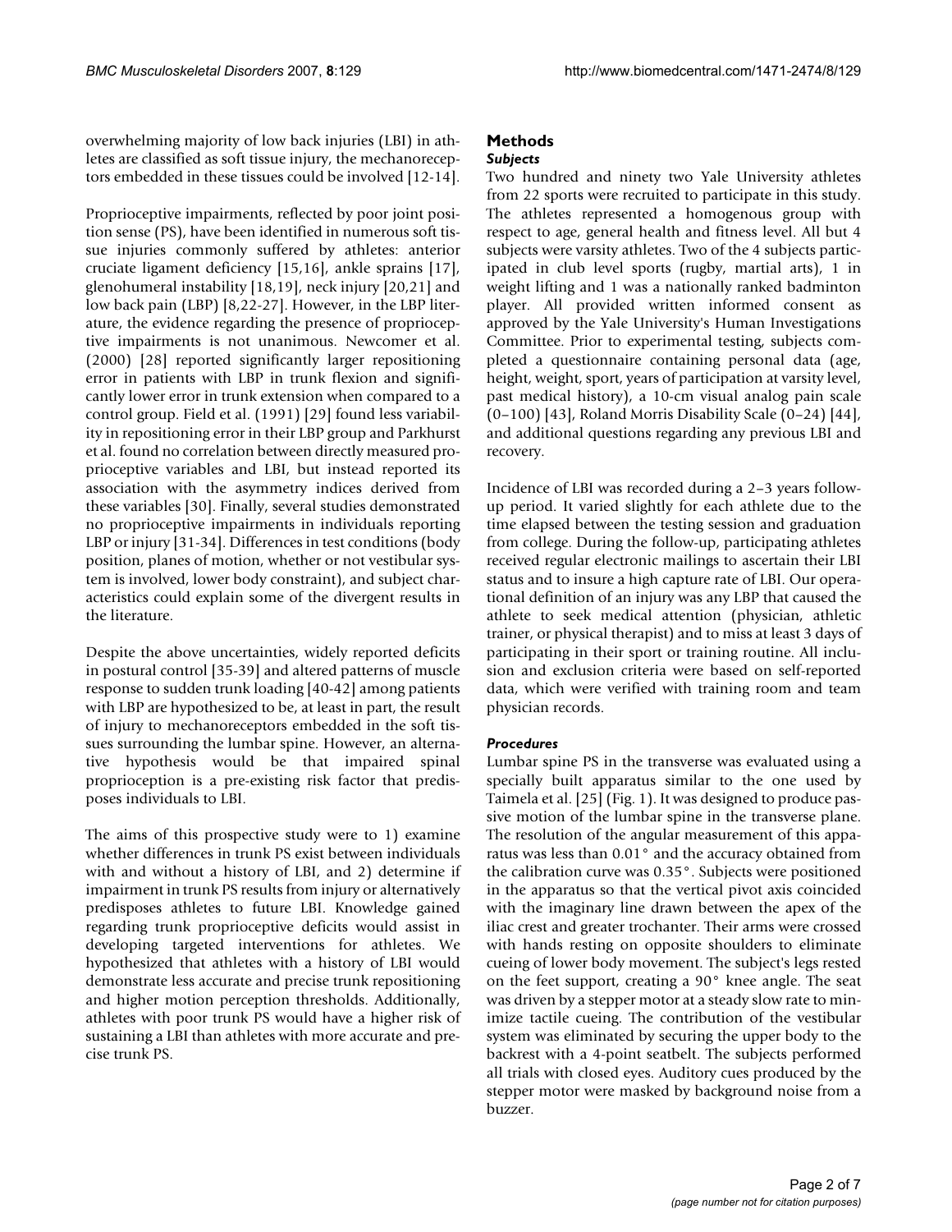overwhelming majority of low back injuries (LBI) in athletes are classified as soft tissue injury, the mechanoreceptors embedded in these tissues could be involved [12-14].

Proprioceptive impairments, reflected by poor joint position sense (PS), have been identified in numerous soft tissue injuries commonly suffered by athletes: anterior cruciate ligament deficiency [15,16], ankle sprains [17], glenohumeral instability [18,19], neck injury [20,21] and low back pain (LBP) [8,22-27]. However, in the LBP literature, the evidence regarding the presence of proprioceptive impairments is not unanimous. Newcomer et al. (2000) [28] reported significantly larger repositioning error in patients with LBP in trunk flexion and significantly lower error in trunk extension when compared to a control group. Field et al. (1991) [29] found less variability in repositioning error in their LBP group and Parkhurst et al. found no correlation between directly measured proprioceptive variables and LBI, but instead reported its association with the asymmetry indices derived from these variables [30]. Finally, several studies demonstrated no proprioceptive impairments in individuals reporting LBP or injury [31-34]. Differences in test conditions (body position, planes of motion, whether or not vestibular system is involved, lower body constraint), and subject characteristics could explain some of the divergent results in the literature.

Despite the above uncertainties, widely reported deficits in postural control [35-39] and altered patterns of muscle response to sudden trunk loading [40-42] among patients with LBP are hypothesized to be, at least in part, the result of injury to mechanoreceptors embedded in the soft tissues surrounding the lumbar spine. However, an alternative hypothesis would be that impaired spinal proprioception is a pre-existing risk factor that predisposes individuals to LBI.

The aims of this prospective study were to 1) examine whether differences in trunk PS exist between individuals with and without a history of LBI, and 2) determine if impairment in trunk PS results from injury or alternatively predisposes athletes to future LBI. Knowledge gained regarding trunk proprioceptive deficits would assist in developing targeted interventions for athletes. We hypothesized that athletes with a history of LBI would demonstrate less accurate and precise trunk repositioning and higher motion perception thresholds. Additionally, athletes with poor trunk PS would have a higher risk of sustaining a LBI than athletes with more accurate and precise trunk PS.

# Methods

### *Subjects*

Two hundred and ninety two Yale University athletes from 22 sports were recruited to participate in this study. The athletes represented a homogenous group with respect to age, general health and fitness level. All but 4 subjects were varsity athletes. Two of the 4 subjects participated in club level sports (rugby, martial arts), 1 in weight lifting and 1 was a nationally ranked badminton player. All provided written informed consent as approved by the Yale University's Human Investigations Committee. Prior to experimental testing, subjects completed a questionnaire containing personal data (age, height, weight, sport, years of participation at varsity level, past medical history), a 10-cm visual analog pain scale (0–100) [43], Roland Morris Disability Scale (0–24) [44], and additional questions regarding any previous LBI and recovery.

Incidence of LBI was recorded during a 2–3 years follow-up period. It varied slightly for each athlete due to the time elapsed between the testing session and graduation from college. During the follow-up, participating athletes received regular electronic mailings to ascertain their LBI status and to insure a high capture rate of LBI. Our operational definition of an injury was any LBP that caused the athlete to seek medical attention (physician, athletic trainer, or physical therapist) and to miss at least 3 days of participating in their sport or training routine. All inclusion and exclusion criteria were based on self-reported data, which were verified with training room and team physician records.

### *Procedures*

Lumbar spine PS in the transverse was evaluated using a specially built apparatus similar to the one used by Taimela et al. [25] (Fig. 1). It was designed to produce passive motion of the lumbar spine in the transverse plane. The resolution of the angular measurement of this apparatus was less than 0.01° and the accuracy obtained from the calibration curve was 0.35°. Subjects were positioned in the apparatus so that the vertical pivot axis coincided with the imaginary line drawn between the apex of the iliac crest and greater trochanter. Their arms were crossed with hands resting on opposite shoulders to eliminate cueing of lower body movement. The subject's legs rested on the feet support, creating a 90° knee angle. The seat was driven by a stepper motor at a steady slow rate to minimize tactile cueing. The contribution of the vestibular system was eliminated by securing the upper body to the backrest with a 4-point seatbelt. The subjects performed all trials with closed eyes. Auditory cues produced by the stepper motor were masked by background noise from a buzzer.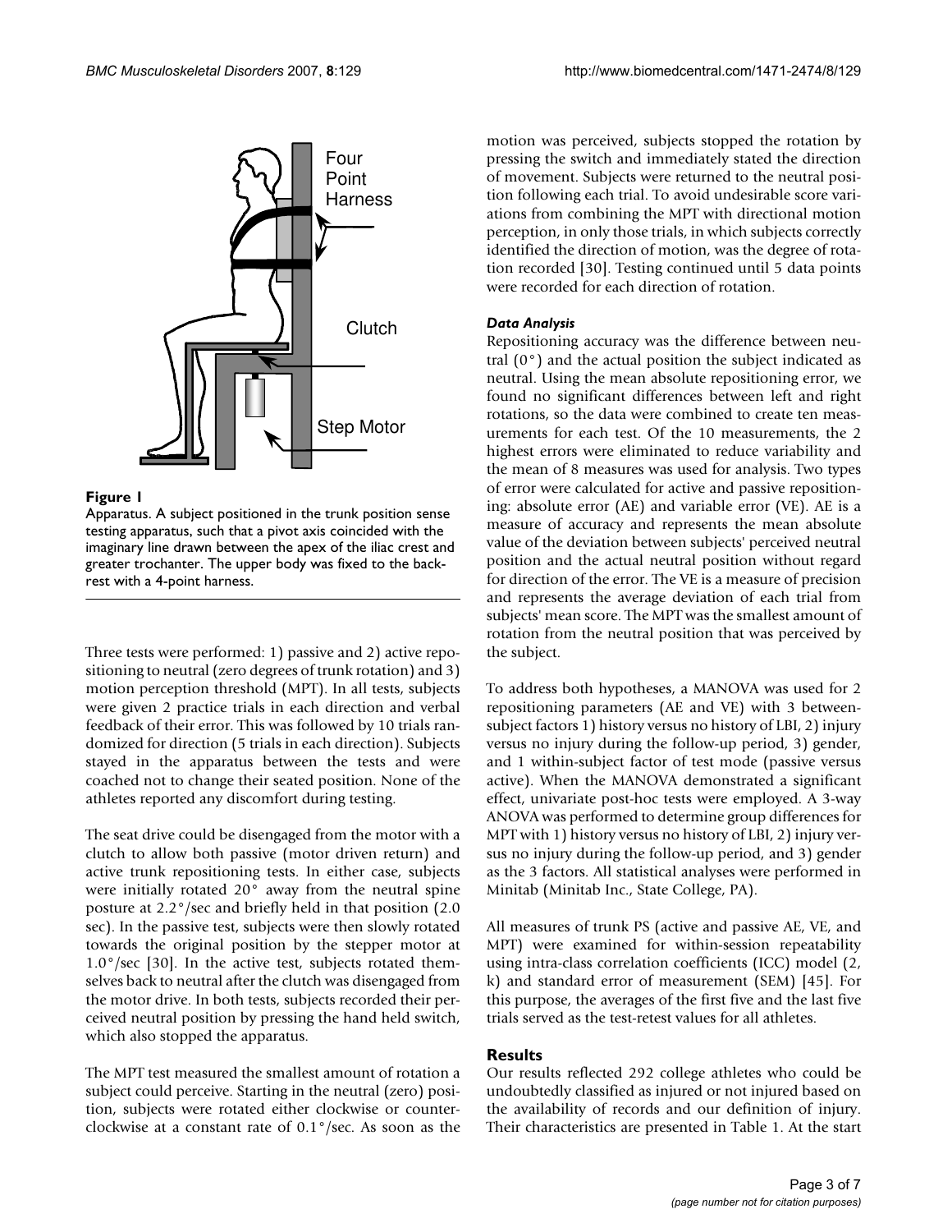**Figure 1**

Apparatus. A subject positioned in the trunk position sense testing apparatus, such that a pivot axis coincided with the imaginary line drawn between the apex of the iliac crest and greater trochanter. The upper body was fixed to the backrest with a 4-point harness.

Three tests were performed: 1) passive and 2) active repositioning to neutral (zero degrees of trunk rotation) and 3) motion perception threshold (MPT). In all tests, subjects were given 2 practice trials in each direction and verbal feedback of their error. This was followed by 10 trials randomized for direction (5 trials in each direction). Subjects stayed in the apparatus between the tests and were coached not to change their seated position. None of the athletes reported any discomfort during testing.

The seat drive could be disengaged from the motor with a clutch to allow both passive (motor driven return) and active trunk repositioning tests. In either case, subjects were initially rotated 20° away from the neutral spine posture at 2.2°/sec and briefly held in that position (2.0 sec). In the passive test, subjects were then slowly rotated towards the original position by the stepper motor at 1.0°/sec [30]. In the active test, subjects rotated themselves back to neutral after the clutch was disengaged from the motor drive. In both tests, subjects recorded their perceived neutral position by pressing the hand held switch, which also stopped the apparatus.

The MPT test measured the smallest amount of rotation a subject could perceive. Starting in the neutral (zero) position, subjects were rotated either clockwise or counterclockwise at a constant rate of 0.1°/sec. As soon as the motion was perceived, subjects stopped the rotation by pressing the switch and immediately stated the direction of movement. Subjects were returned to the neutral position following each trial. To avoid undesirable score variations from combining the MPT with directional motion perception, in only those trials, in which subjects correctly identified the direction of motion, was the degree of rotation recorded [30]. Testing continued until 5 data points were recorded for each direction of rotation.

### *Data Analysis*

Repositioning accuracy was the difference between neutral (0°) and the actual position the subject indicated as neutral. Using the mean absolute repositioning error, we found no significant differences between left and right rotations, so the data were combined to create ten measurements for each test. Of the 10 measurements, the 2 highest errors were eliminated to reduce variability and the mean of 8 measures was used for analysis. Two types of error were calculated for active and passive repositioning: absolute error (AE) and variable error (VE). AE is a measure of accuracy and represents the mean absolute value of the deviation between subjects' perceived neutral position and the actual neutral position without regard for direction of the error. The VE is a measure of precision and represents the average deviation of each trial from subjects' mean score. The MPT was the smallest amount of rotation from the neutral position that was perceived by the subject.

To address both hypotheses, a MANOVA was used for 2 repositioning parameters (AE and VE) with 3 between-subject factors 1) history versus no history of LBI, 2) injury versus no injury during the follow-up period, 3) gender, and 1 within-subject factor of test mode (passive versus active). When the MANOVA demonstrated a significant effect, univariate post-hoc tests were employed. A 3-way ANOVA was performed to determine group differences for MPT with 1) history versus no history of LBI, 2) injury versus no injury during the follow-up period, and 3) gender as the 3 factors. All statistical analyses were performed in Minitab (Minitab Inc., State College, PA).

All measures of trunk PS (active and passive AE, VE, and MPT) were examined for within-session repeatability using intra-class correlation coefficients (ICC) model (2, k) and standard error of measurement (SEM) [45]. For this purpose, the averages of the first five and the last five trials served as the test-retest values for all athletes.

## Results

Our results reflected 292 college athletes who could be undoubtedly classified as injured or not injured based on the availability of records and our definition of injury. Their characteristics are presented in Table 1. At the start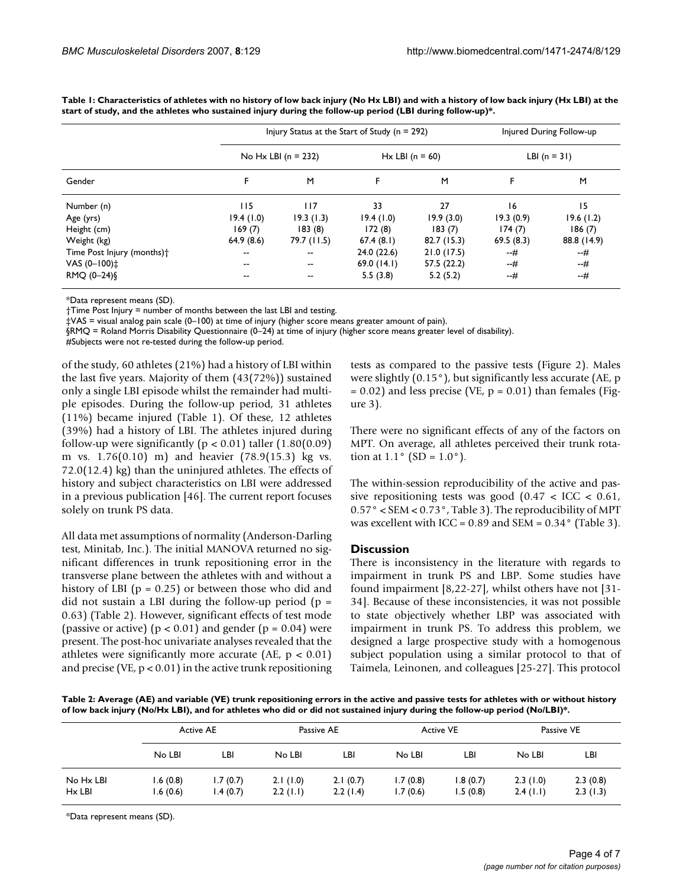**Table 1: Characteristics of athletes with no history of low back injury (No Hx LBI) and with a history of low back injury (Hx LBI) at the start of study, and the athletes who sustained injury during the follow-up period (LBI during follow-up)*.**

| | Injury Status at the Start of Study (n = 292) | | | | Injured During Follow-up | |
|---|---|---|---|---|---|---|
| | No Hx LBI (n = 232) | | Hx LBI (n = 60) | | LBI (n = 31) | |
| Gender | F | M | F | M | F | M |
| Number (n) | 115 | 117 | 33 | 27 | 16 | 15 |
| Age (yrs) | 19.4 (1.0) | 19.3 (1.3) | 19.4 (1.0) | 19.9 (3.0) | 19.3 (0.9) | 19.6 (1.2) |
| Height (cm) | 169 (7) | 183 (8) | 172 (8) | 183 (7) | 174 (7) | 186 (7) |
| Weight (kg) | 64.9 (8.6) | 79.7 (11.5) | 67.4 (8.1) | 82.7 (15.3) | 69.5 (8.3) | 88.8 (14.9) |
| Time Post Injury (months)† | -- | -- | 24.0 (22.6) | 21.0 (17.5) | --# | --# |
| VAS (0–100)‡ | -- | -- | 69.0 (14.1) | 57.5 (22.2) | --# | --# |
| RMQ (0–24)§ | -- | -- | 5.5 (3.8) | 5.2 (5.2) | --# | --# |

*Data represent means (SD).
†Time Post Injury = number of months between the last LBI and testing.
‡VAS = visual analog pain scale (0–100) at time of injury (higher score means greater amount of pain).
§RMQ = Roland Morris Disability Questionnaire (0–24) at time of injury (higher score means greater level of disability).
#Subjects were not re-tested during the follow-up period.

of the study, 60 athletes (21%) had a history of LBI within the last five years. Majority of them (43(72%)) sustained only a single LBI episode whilst the remainder had multiple episodes. During the follow-up period, 31 athletes (11%) became injured (Table 1). Of these, 12 athletes (39%) had a history of LBI. The athletes injured during follow-up were significantly ($p < 0.01$) taller (1.80(0.09) m vs. 1.76(0.10) m) and heavier (78.9(15.3) kg vs. 72.0(12.4) kg) than the uninjured athletes. The effects of history and subject characteristics on LBI were addressed in a previous publication [46]. The current report focuses solely on trunk PS data.

All data met assumptions of normality (Anderson-Darling test, Minitab, Inc.). The initial MANOVA returned no significant differences in trunk repositioning error in the transverse plane between the athletes with and without a history of LBI ($p = 0.25$) or between those who did and did not sustain a LBI during the follow-up period ($p = 0.63$) (Table 2). However, significant effects of test mode (passive or active) ($p < 0.01$) and gender ($p = 0.04$) were present. The post-hoc univariate analyses revealed that the athletes were significantly more accurate (AE, $p < 0.01$) and precise (VE, $p < 0.01$) in the active trunk repositioning tests as compared to the passive tests (Figure 2). Males were slightly (0.15°), but significantly less accurate (AE, $p = 0.02$) and less precise (VE, $p = 0.01$) than females (Figure 3).

There were no significant effects of any of the factors on MPT. On average, all athletes perceived their trunk rotation at 1.1° (SD = 1.0°).

The within-session reproducibility of the active and passive repositioning tests was good ($0.47 < ICC < 0.61$, $0.57° < SEM < 0.73°$, Table 3). The reproducibility of MPT was excellent with ICC = 0.89 and SEM = 0.34° (Table 3).

## Discussion

There is inconsistency in the literature with regards to impairment in trunk PS and LBP. Some studies have found impairment [8,22-27], whilst others have not [31-34]. Because of these inconsistencies, it was not possible to state objectively whether LBP was associated with impairment in trunk PS. To address this problem, we designed a large prospective study with a homogenous subject population using a similar protocol to that of Taimela, Leinonen, and colleagues [25-27]. This protocol

**Table 2: Average (AE) and variable (VE) trunk repositioning errors in the active and passive tests for athletes with or without history of low back injury (No/Hx LBI), and for athletes who did or did not sustained injury during the follow-up period (No/LBI)*.**

| | Active AE | | Passive AE | | Active VE | | Passive VE | |
|---|---|---|---|---|---|---|---|---|
| | No LBI | LBI | No LBI | LBI | No LBI | LBI | No LBI | LBI |
| No Hx LBI | 1.6 (0.8) | 1.7 (0.7) | 2.1 (1.0) | 2.1 (0.7) | 1.7 (0.8) | 1.8 (0.7) | 2.3 (1.0) | 2.3 (0.8) |
| Hx LBI | 1.6 (0.6) | 1.4 (0.7) | 2.2 (1.1) | 2.2 (1.4) | 1.7 (0.6) | 1.5 (0.8) | 2.4 (1.1) | 2.3 (1.3) |

*Data represent means (SD).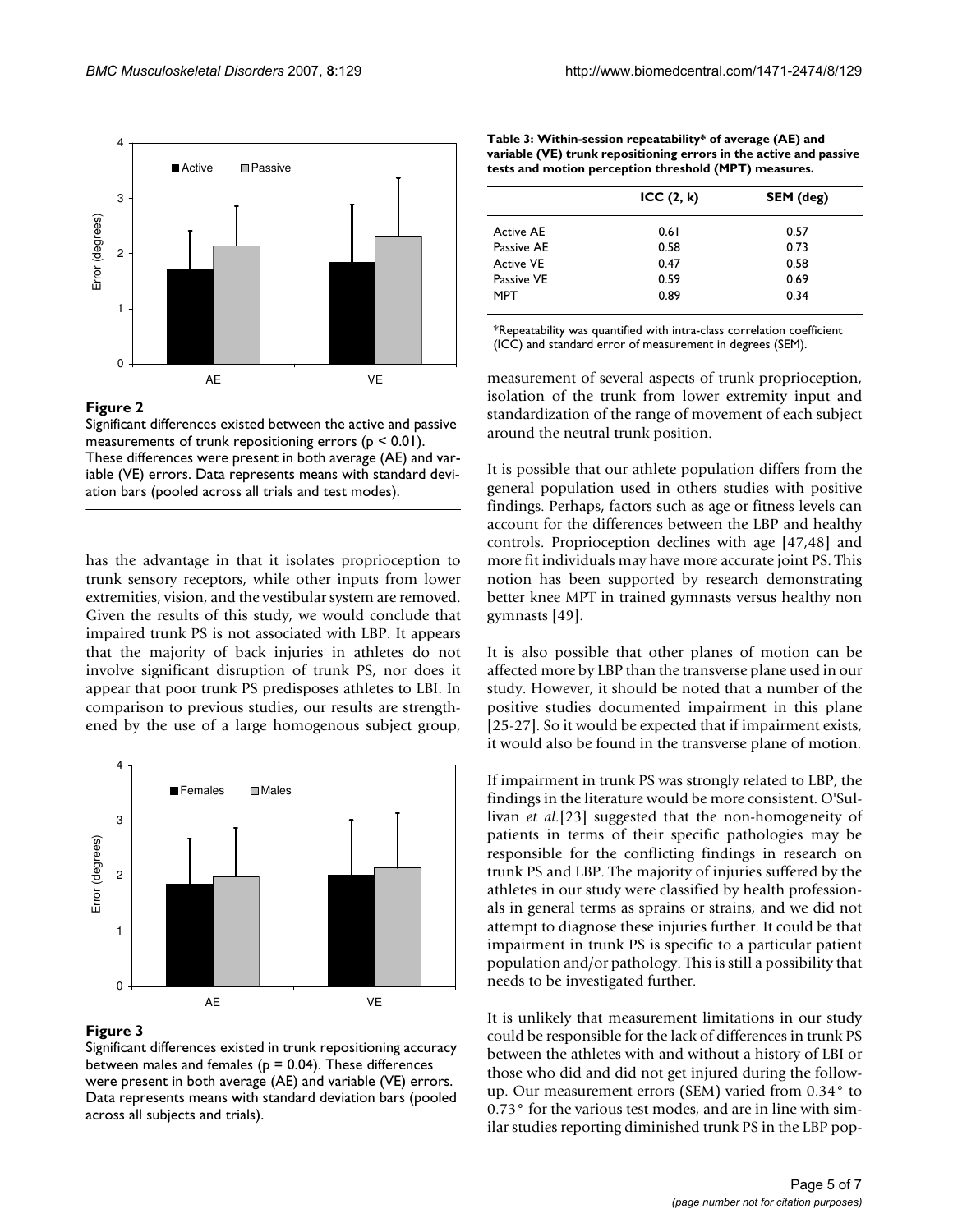**Figure 2**

Significant differences existed between the active and passive measurements of trunk repositioning errors ($p < 0.01$). These differences were present in both average (AE) and variable (VE) errors. Data represents means with standard deviation bars (pooled across all trials and test modes).

has the advantage in that it isolates proprioception to trunk sensory receptors, while other inputs from lower extremities, vision, and the vestibular system are removed. Given the results of this study, we would conclude that impaired trunk PS is not associated with LBP. It appears that the majority of back injuries in athletes do not involve significant disruption of trunk PS, nor does it appear that poor trunk PS predisposes athletes to LBI. In comparison to previous studies, our results are strengthened by the use of a large homogenous subject group,

**Figure 3**

Significant differences existed in trunk repositioning accuracy between males and females ($p = 0.04$). These differences were present in both average (AE) and variable (VE) errors. Data represents means with standard deviation bars (pooled across all subjects and trials).

**Table 3: Within-session repeatability* of average (AE) and variable (VE) trunk repositioning errors in the active and passive tests and motion perception threshold (MPT) measures.**

| | ICC (2, k) | SEM (deg) |
|---|---|---|
| Active AE | 0.61 | 0.57 |
| Passive AE | 0.58 | 0.73 |
| Active VE | 0.47 | 0.58 |
| Passive VE | 0.59 | 0.69 |
| MPT | 0.89 | 0.34 |

*Repeatability was quantified with intra-class correlation coefficient (ICC) and standard error of measurement in degrees (SEM).

measurement of several aspects of trunk proprioception, isolation of the trunk from lower extremity input and standardization of the range of movement of each subject around the neutral trunk position.

It is possible that our athlete population differs from the general population used in others studies with positive findings. Perhaps, factors such as age or fitness levels can account for the differences between the LBP and healthy controls. Proprioception declines with age [47,48] and more fit individuals may have more accurate joint PS. This notion has been supported by research demonstrating better knee MPT in trained gymnasts versus healthy non gymnasts [49].

It is also possible that other planes of motion can be affected more by LBP than the transverse plane used in our study. However, it should be noted that a number of the positive studies documented impairment in this plane [25-27]. So it would be expected that if impairment exists, it would also be found in the transverse plane of motion.

If impairment in trunk PS was strongly related to LBP, the findings in the literature would be more consistent. O'Sullivan *et al.*[23] suggested that the non-homogeneity of patients in terms of their specific pathologies may be responsible for the conflicting findings in research on trunk PS and LBP. The majority of injuries suffered by the athletes in our study were classified by health professionals in general terms as sprains or strains, and we did not attempt to diagnose these injuries further. It could be that impairment in trunk PS is specific to a particular patient population and/or pathology. This is still a possibility that needs to be investigated further.

It is unlikely that measurement limitations in our study could be responsible for the lack of differences in trunk PS between the athletes with and without a history of LBI or those who did and did not get injured during the follow-up. Our measurement errors (SEM) varied from 0.34° to 0.73° for the various test modes, and are in line with similar studies reporting diminished trunk PS in the LBP pop-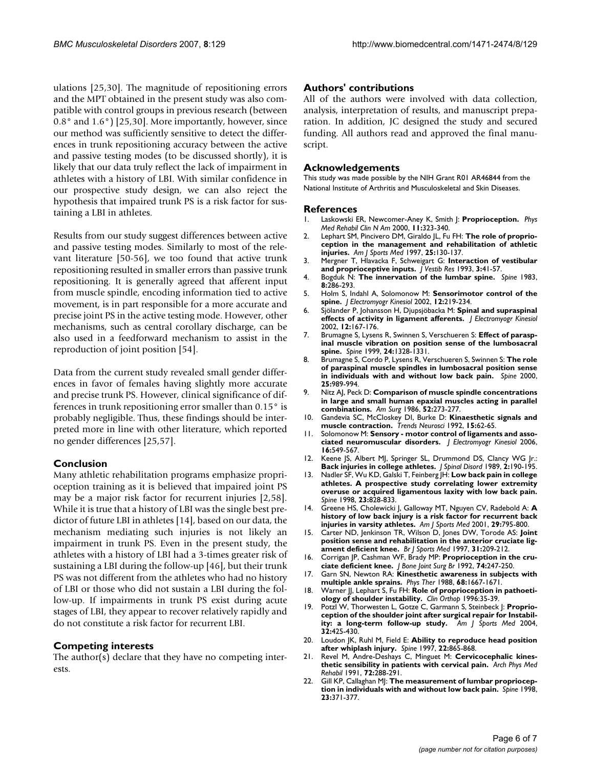ulations [25,30]. The magnitude of repositioning errors and the MPT obtained in the present study was also compatible with control groups in previous research (between 0.8° and 1.6°) [25,30]. More importantly, however, since our method was sufficiently sensitive to detect the differences in trunk repositioning accuracy between the active and passive testing modes (to be discussed shortly), it is likely that our data truly reflect the lack of impairment in athletes with a history of LBI. With similar confidence in our prospective study design, we can also reject the hypothesis that impaired trunk PS is a risk factor for sustaining a LBI in athletes.

Results from our study suggest differences between active and passive testing modes. Similarly to most of the relevant literature [50-56], we too found that active trunk repositioning resulted in smaller errors than passive trunk repositioning. It is generally agreed that afferent input from muscle spindle, encoding information tied to active movement, is in part responsible for a more accurate and precise joint PS in the active testing mode. However, other mechanisms, such as central corollary discharge, can be also used in a feedforward mechanism to assist in the reproduction of joint position [54].

Data from the current study revealed small gender differences in favor of females having slightly more accurate and precise trunk PS. However, clinical significance of differences in trunk repositioning error smaller than 0.15° is probably negligible. Thus, these findings should be interpreted more in line with other literature, which reported no gender differences [25,57].

## Conclusion

Many athletic rehabilitation programs emphasize proprioception training as it is believed that impaired joint PS may be a major risk factor for recurrent injuries [2,58]. While it is true that a history of LBI was the single best predictor of future LBI in athletes [14], based on our data, the mechanism mediating such injuries is not likely an impairment in trunk PS. Even in the present study, the athletes with a history of LBI had a 3-times greater risk of sustaining a LBI during the follow-up [46], but their trunk PS was not different from the athletes who had no history of LBI or those who did not sustain a LBI during the follow-up. If impairments in trunk PS exist during acute stages of LBI, they appear to recover relatively rapidly and do not constitute a risk factor for recurrent LBI.

## Competing interests

The author(s) declare that they have no competing interests.

## Authors' contributions

All of the authors were involved with data collection, analysis, interpretation of results, and manuscript preparation. In addition, JC designed the study and secured funding. All authors read and approved the final manuscript.

## Acknowledgements

This study was made possible by the NIH Grant R01 AR46844 from the National Institute of Arthritis and Musculoskeletal and Skin Diseases.

## References

1. Laskowski ER, Newcomer-Aney K, Smith J: **Proprioception.** *Phys Med Rehabil Clin N Am* 2000, **11**:323-340.
2. Lephart SM, Pincivero DM, Giraldo JL, Fu FH: **The role of proprioception in the management and rehabilitation of athletic injuries.** *Am J Sports Med* 1997, **25**:130-137.
3. Mergner T, Hlavacka F, Schweigart G: **Interaction of vestibular and proprioceptive inputs.** *J Vestib Res* 1993, **3**:41-57.
4. Bogduk N: **The innervation of the lumbar spine.** *Spine* 1983, **8**:286-293.
5. Holm S, Indahl A, Solomonow M: **Sensorimotor control of the spine.** *J Electromyogr Kinesiol* 2002, **12**:219-234.
6. Sjölander P, Johansson H, Djupsjöbacka M: **Spinal and supraspinal effects of activity in ligament afferents.** *J Electromyogr Kinesiol* 2002, **12**:167-176.
7. Brumagne S, Lysens R, Swinnen S, Verschueren S: **Effect of paraspinal muscle vibration on position sense of the lumbosacral spine.** *Spine* 1999, **24**:1328-1331.
8. Brumagne S, Cordo P, Lysens R, Verschueren S, Swinnen S: **The role of paraspinal muscle spindles in lumbosacral position sense in individuals with and without low back pain.** *Spine* 2000, **25**:989-994.
9. Nitz AJ, Peck D: **Comparison of muscle spindle concentrations in large and small human epaxial muscles acting in parallel combinations.** *Am Surg* 1986, **52**:273-277.
10. Gandevia SC, McCloskey DI, Burke D: **Kinaesthetic signals and muscle contraction.** *Trends Neurosci* 1992, **15**:62-65.
11. Solomonow M: **Sensory - motor control of ligaments and associated neuromuscular disorders.** *J Electromyogr Kinesiol* 2006, **16**:549-567.
12. Keene JS, Albert MJ, Springer SL, Drummond DS, Clancy WG Jr.: **Back injuries in college athletes.** *J Spinal Disord* 1989, **2**:190-195.
13. Nadler SF, Wu KD, Galski T, Feinberg JH: **Low back pain in college athletes. A prospective study correlating lower extremity overuse or acquired ligamentous laxity with low back pain.** *Spine* 1998, **23**:828-833.
14. Greene HS, Cholewicki J, Galloway MT, Nguyen CV, Radebold A: **A history of low back injury is a risk factor for recurrent back injuries in varsity athletes.** *Am J Sports Med* 2001, **29**:795-800.
15. Carter ND, Jenkinson TR, Wilson D, Jones DW, Torode AS: **Joint position sense and rehabilitation in the anterior cruciate ligament deficient knee.** *Br J Sports Med* 1997, **31**:209-212.
16. Corrigan JP, Cashman WF, Brady MP: **Proprioception in the cruciate deficient knee.** *J Bone Joint Surg Br* 1992, **74**:247-250.
17. Garn SN, Newton RA: **Kinesthetic awareness in subjects with multiple ankle sprains.** *Phys Ther* 1988, **68**:1667-1671.
18. Warner JJ, Lephart S, Fu FH: **Role of proprioception in pathoetiology of shoulder instability.** *Clin Orthop* 1996:35-39.
19. Potzl W, Thorwesten L, Gotze C, Garmann S, Steinbeck J: **Proprioception of the shoulder joint after surgical repair for Instability: a long-term follow-up study.** *Am J Sports Med* 2004, **32**:425-430.
20. Loudon JK, Ruhl M, Field E: **Ability to reproduce head position after whiplash injury.** *Spine* 1997, **22**:865-868.
21. Revel M, Andre-Deshays C, Minguet M: **Cervicocephalic kinesthetic sensibility in patients with cervical pain.** *Arch Phys Med Rehabil* 1991, **72**:288-291.
22. Gill KP, Callaghan MJ: **The measurement of lumbar proprioception in individuals with and without low back pain.** *Spine* 1998, **23**:371-377.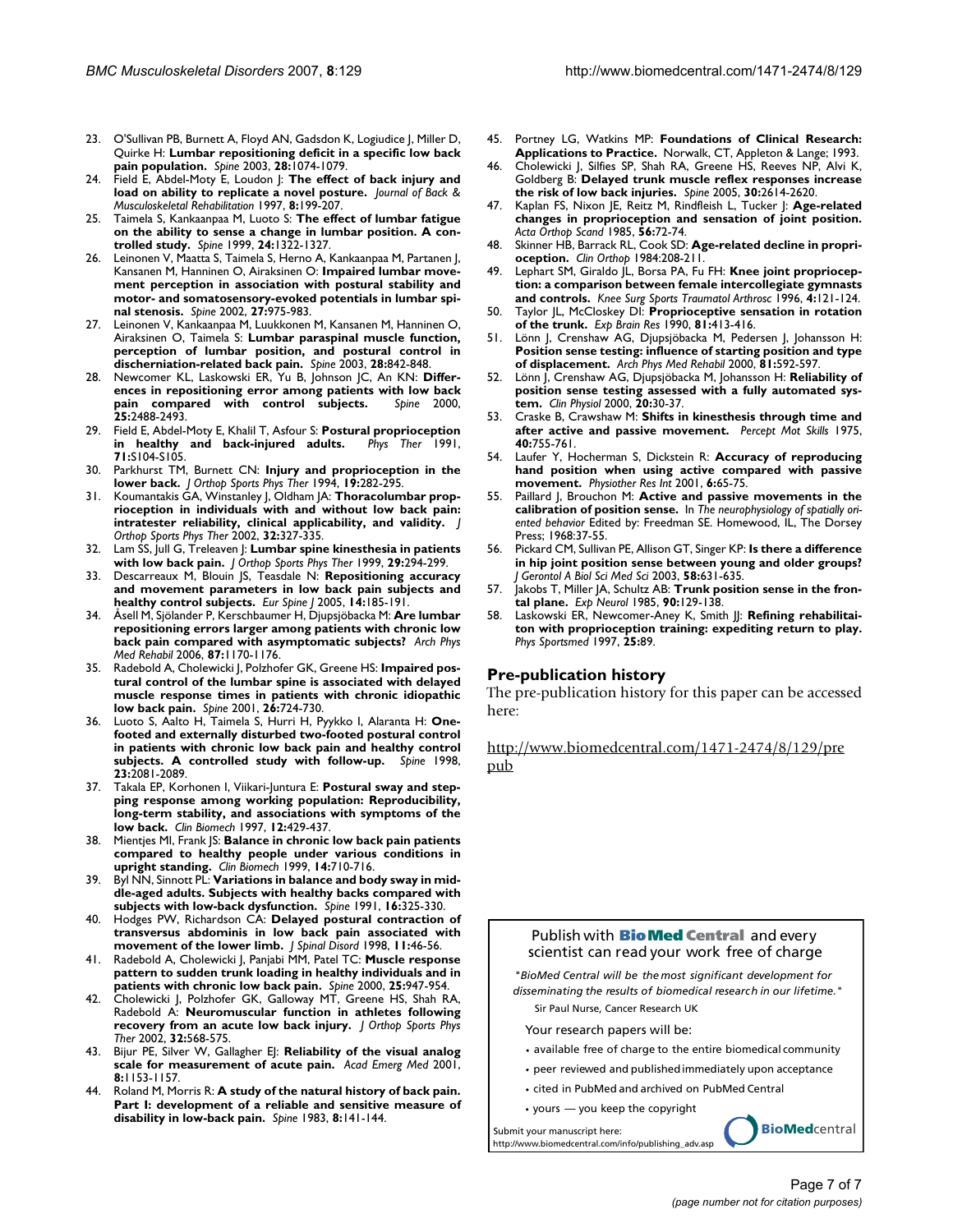23. O'Sullivan PB, Burnett A, Floyd AN, Gadsdon K, Logiudice J, Miller D, Quirke H: **Lumbar repositioning deficit in a specific low back pain population.** *Spine* 2003, **28:**1074-1079.
24. Field E, Abdel-Moty E, Loudon J: **The effect of back injury and load on ability to replicate a novel posture.** *Journal of Back & Musculoskeletal Rehabilitation* 1997, **8:**199-207.
25. Taimela S, Kankaanpaa M, Luoto S: **The effect of lumbar fatigue on the ability to sense a change in lumbar position. A controlled study.** *Spine* 1999, **24:**1322-1327.
26. Leinonen V, Maatta S, Taimela S, Herno A, Kankaanpaa M, Partanen J, Kansanen M, Hanninen O, Airaksinen O: **Impaired lumbar movement perception in association with postural stability and motor- and somatosensory-evoked potentials in lumbar spinal stenosis.** *Spine* 2002, **27:**975-983.
27. Leinonen V, Kankaanpaa M, Luukkonen M, Kansanen M, Hanninen O, Airaksinen O, Taimela S: **Lumbar paraspinal muscle function, perception of lumbar position, and postural control in discherniation-related back pain.** *Spine* 2003, **28:**842-848.
28. Newcomer KL, Laskowski ER, Yu B, Johnson JC, An KN: **Differences in repositioning error among patients with low back pain compared with control subjects.** *Spine* 2000, **25:**2488-2493.
29. Field E, Abdel-Moty E, Khalil T, Asfour S: **Postural proprioception in healthy and back-injured adults.** *Phys Ther* 1991, **71:**S104-S105.
30. Parkhurst TM, Burnett CN: **Injury and proprioception in the lower back.** *J Orthop Sports Phys Ther* 1994, **19:**282-295.
31. Koumantakis GA, Winstanley J, Oldham JA: **Thoracolumbar proprioception in individuals with and without low back pain: intratester reliability, clinical applicability, and validity.** *J Orthop Sports Phys Ther* 2002, **32:**327-335.
32. Lam SS, Jull G, Treleaven J: **Lumbar spine kinesthesia in patients with low back pain.** *J Orthop Sports Phys Ther* 1999, **29:**294-299.
33. Descarreaux M, Blouin JS, Teasdale N: **Repositioning accuracy and movement parameters in low back pain subjects and healthy control subjects.** *Eur Spine J* 2005, **14:**185-191.
34. Åsell M, Sjölander P, Kerschbaumer H, Djupsjöbacka M: **Are lumbar repositioning errors larger among patients with chronic low back pain compared with asymptomatic subjects?** *Arch Phys Med Rehabil* 2006, **87:**1170-1176.
35. Radebold A, Cholewicki J, Polzhofer GK, Greene HS: **Impaired postural control of the lumbar spine is associated with delayed muscle response times in patients with chronic idiopathic low back pain.** *Spine* 2001, **26:**724-730.
36. Luoto S, Aalto H, Taimela S, Hurri H, Pyykko I, Alaranta H: **One-footed and externally disturbed two-footed postural control in patients with chronic low back pain and healthy control subjects. A controlled study with follow-up.** *Spine* 1998, **23:**2081-2089.
37. Takala EP, Korhonen I, Viikari-Juntura E: **Postural sway and stepping response among working population: Reproducibility, long-term stability, and associations with symptoms of the low back.** *Clin Biomech* 1997, **12:**429-437.
38. Mientjes MI, Frank JS: **Balance in chronic low back pain patients compared to healthy people under various conditions in upright standing.** *Clin Biomech* 1999, **14:**710-716.
39. Byl NN, Sinnott PL: **Variations in balance and body sway in middle-aged adults. Subjects with healthy backs compared with subjects with low-back dysfunction.** *Spine* 1991, **16:**325-330.
40. Hodges PW, Richardson CA: **Delayed postural contraction of transversus abdominis in low back pain associated with movement of the lower limb.** *J Spinal Disord* 1998, **11:**46-56.
41. Radebold A, Cholewicki J, Panjabi MM, Patel TC: **Muscle response pattern to sudden trunk loading in healthy individuals and in patients with chronic low back pain.** *Spine* 2000, **25:**947-954.
42. Cholewicki J, Polzhofer GK, Galloway MT, Greene HS, Shah RA, Radebold A: **Neuromuscular function in athletes following recovery from an acute low back injury.** *J Orthop Sports Phys Ther* 2002, **32:**568-575.
43. Bijur PE, Silver W, Gallagher EJ: **Reliability of the visual analog scale for measurement of acute pain.** *Acad Emerg Med* 2001, **8:**1153-1157.
44. Roland M, Morris R: **A study of the natural history of back pain. Part I: development of a reliable and sensitive measure of disability in low-back pain.** *Spine* 1983, **8:**141-144.
45. Portney LG, Watkins MP: **Foundations of Clinical Research: Applications to Practice.** Norwalk, CT, Appleton & Lange; 1993.
46. Cholewicki J, Silfies SP, Shah RA, Greene HS, Reeves NP, Alvi K, Goldberg B: **Delayed trunk muscle reflex responses increase the risk of low back injuries.** *Spine* 2005, **30:**2614-2620.
47. Kaplan FS, Nixon JE, Reitz M, Rindfleish L, Tucker J: **Age-related changes in proprioception and sensation of joint position.** *Acta Orthop Scand* 1985, **56:**72-74.
48. Skinner HB, Barrack RL, Cook SD: **Age-related decline in proprioception.** *Clin Orthop* 1984:208-211.
49. Lephart SM, Giraldo JL, Borsa PA, Fu FH: **Knee joint proprioception: a comparison between female intercollegiate gymnasts and controls.** *Knee Surg Sports Traumatol Arthrosc* 1996, **4:**121-124.
50. Taylor JL, McCloskey DI: **Proprioceptive sensation in rotation of the trunk.** *Exp Brain Res* 1990, **81:**413-416.
51. Lönn J, Crenshaw AG, Djupsjöbacka M, Pedersen J, Johansson H: **Position sense testing: influence of starting position and type of displacement.** *Arch Phys Med Rehabil* 2000, **81:**592-597.
52. Lönn J, Crenshaw AG, Djupsjöbacka M, Johansson H: **Reliability of position sense testing assessed with a fully automated system.** *Clin Physiol* 2000, **20:**30-37.
53. Craske B, Crawshaw M: **Shifts in kinesthesis through time and after active and passive movement.** *Percept Mot Skills* 1975, **40:**755-761.
54. Laufer Y, Hocherman S, Dickstein R: **Accuracy of reproducing hand position when using active compared with passive movement.** *Physiother Res Int* 2001, **6:**65-75.
55. Paillard J, Brouchon M: **Active and passive movements in the calibration of position sense.** In *The neurophysiology of spatially oriented behavior* Edited by: Freedman SE. Homewood, IL, The Dorsey Press; 1968:37-55.
56. Pickard CM, Sullivan PE, Allison GT, Singer KP: **Is there a difference in hip joint position sense between young and older groups?** *J Gerontol A Biol Sci Med Sci* 2003, **58:**631-635.
57. Jakobs T, Miller JA, Schultz AB: **Trunk position sense in the frontal plane.** *Exp Neurol* 1985, **90:**129-138.
58. Laskowski ER, Newcomer-Aney K, Smith JJ: **Refining rehabilitaiton with proprioception training: expediting return to play.** *Phys Sportsmed* 1997, **25:**89.

## Pre-publication history

The pre-publication history for this paper can be accessed here:

http://www.biomedcentral.com/1471-2474/8/129/prepub

Publish with **BioMed Central** and every scientist can read your work free of charge

*"BioMed Central will be the most significant development for disseminating the results of biomedical research in our lifetime."*
Sir Paul Nurse, Cancer Research UK

Your research papers will be:

- available free of charge to the entire biomedical community
- peer reviewed and published immediately upon acceptance
- cited in PubMed and archived on PubMed Central
- yours — you keep the copyright

Submit your manuscript here:
http://www.biomedcentral.com/info/publishing_adv.asp

**BioMed**central